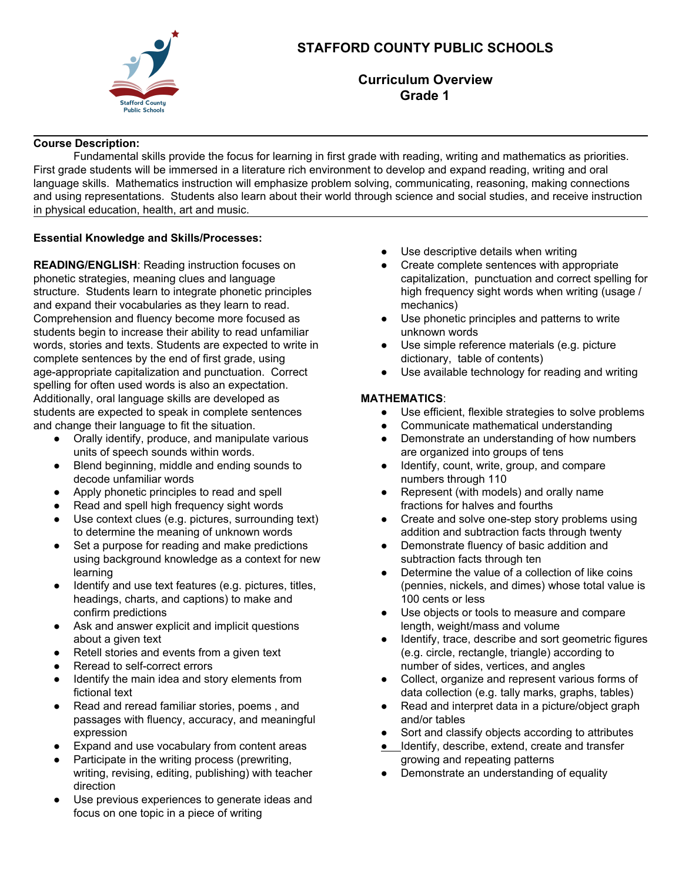# STAFFORD COUNTY PUBLIC SCHOOLS

## Curriculum Overview
## Grade 1

---

**Course Description:**

Fundamental skills provide the focus for learning in first grade with reading, writing and mathematics as priorities. First grade students will be immersed in a literature rich environment to develop and expand reading, writing and oral language skills. Mathematics instruction will emphasize problem solving, communicating, reasoning, making connections and using representations. Students also learn about their world through science and social studies, and receive instruction in physical education, health, art and music.

---

**Essential Knowledge and Skills/Processes:**

**READING/ENGLISH**: Reading instruction focuses on phonetic strategies, meaning clues and language structure. Students learn to integrate phonetic principles and expand their vocabularies as they learn to read. Comprehension and fluency become more focused as students begin to increase their ability to read unfamiliar words, stories and texts. Students are expected to write in complete sentences by the end of first grade, using age-appropriate capitalization and punctuation. Correct spelling for often used words is also an expectation. Additionally, oral language skills are developed as students are expected to speak in complete sentences and change their language to fit the situation.

- Orally identify, produce, and manipulate various units of speech sounds within words.
- Blend beginning, middle and ending sounds to decode unfamiliar words
- Apply phonetic principles to read and spell
- Read and spell high frequency sight words
- Use context clues (e.g. pictures, surrounding text) to determine the meaning of unknown words
- Set a purpose for reading and make predictions using background knowledge as a context for new learning
- Identify and use text features (e.g. pictures, titles, headings, charts, and captions) to make and confirm predictions
- Ask and answer explicit and implicit questions about a given text
- Retell stories and events from a given text
- Reread to self-correct errors
- Identify the main idea and story elements from fictional text
- Read and reread familiar stories, poems , and passages with fluency, accuracy, and meaningful expression
- Expand and use vocabulary from content areas
- Participate in the writing process (prewriting, writing, revising, editing, publishing) with teacher direction
- Use previous experiences to generate ideas and focus on one topic in a piece of writing
- Use descriptive details when writing
- Create complete sentences with appropriate capitalization, punctuation and correct spelling for high frequency sight words when writing (usage / mechanics)
- Use phonetic principles and patterns to write unknown words
- Use simple reference materials (e.g. picture dictionary, table of contents)
- Use available technology for reading and writing

**MATHEMATICS**:

- Use efficient, flexible strategies to solve problems
- Communicate mathematical understanding
- Demonstrate an understanding of how numbers are organized into groups of tens
- Identify, count, write, group, and compare numbers through 110
- Represent (with models) and orally name fractions for halves and fourths
- Create and solve one-step story problems using addition and subtraction facts through twenty
- Demonstrate fluency of basic addition and subtraction facts through ten
- Determine the value of a collection of like coins (pennies, nickels, and dimes) whose total value is 100 cents or less
- Use objects or tools to measure and compare length, weight/mass and volume
- Identify, trace, describe and sort geometric figures (e.g. circle, rectangle, triangle) according to number of sides, vertices, and angles
- Collect, organize and represent various forms of data collection (e.g. tally marks, graphs, tables)
- Read and interpret data in a picture/object graph and/or tables
- Sort and classify objects according to attributes
- Identify, describe, extend, create and transfer growing and repeating patterns
- Demonstrate an understanding of equality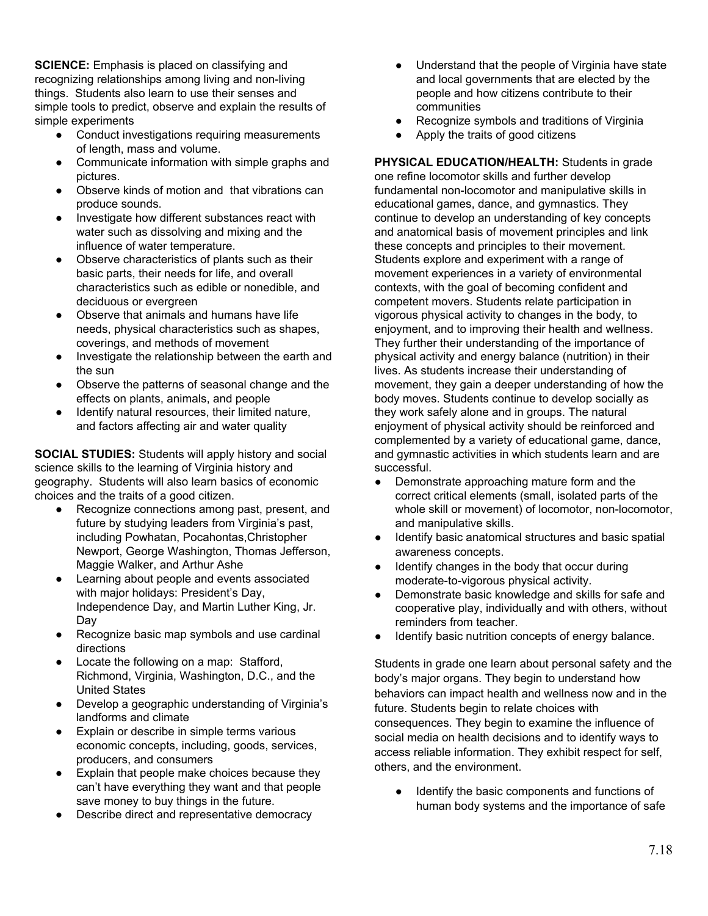**SCIENCE:** Emphasis is placed on classifying and recognizing relationships among living and non-living things. Students also learn to use their senses and simple tools to predict, observe and explain the results of simple experiments

- Conduct investigations requiring measurements of length, mass and volume.
- Communicate information with simple graphs and pictures.
- Observe kinds of motion and that vibrations can produce sounds.
- Investigate how different substances react with water such as dissolving and mixing and the influence of water temperature.
- Observe characteristics of plants such as their basic parts, their needs for life, and overall characteristics such as edible or nonedible, and deciduous or evergreen
- Observe that animals and humans have life needs, physical characteristics such as shapes, coverings, and methods of movement
- Investigate the relationship between the earth and the sun
- Observe the patterns of seasonal change and the effects on plants, animals, and people
- Identify natural resources, their limited nature, and factors affecting air and water quality

**SOCIAL STUDIES:** Students will apply history and social science skills to the learning of Virginia history and geography. Students will also learn basics of economic choices and the traits of a good citizen.

- Recognize connections among past, present, and future by studying leaders from Virginia's past, including Powhatan, Pocahontas,Christopher Newport, George Washington, Thomas Jefferson, Maggie Walker, and Arthur Ashe
- Learning about people and events associated with major holidays: President's Day, Independence Day, and Martin Luther King, Jr. Day
- Recognize basic map symbols and use cardinal directions
- Locate the following on a map: Stafford, Richmond, Virginia, Washington, D.C., and the United States
- Develop a geographic understanding of Virginia's landforms and climate
- Explain or describe in simple terms various economic concepts, including, goods, services, producers, and consumers
- Explain that people make choices because they can't have everything they want and that people save money to buy things in the future.
- Describe direct and representative democracy
- Understand that the people of Virginia have state and local governments that are elected by the people and how citizens contribute to their communities
- Recognize symbols and traditions of Virginia
- Apply the traits of good citizens

**PHYSICAL EDUCATION/HEALTH:** Students in grade one refine locomotor skills and further develop fundamental non-locomotor and manipulative skills in educational games, dance, and gymnastics. They continue to develop an understanding of key concepts and anatomical basis of movement principles and link these concepts and principles to their movement. Students explore and experiment with a range of movement experiences in a variety of environmental contexts, with the goal of becoming confident and competent movers. Students relate participation in vigorous physical activity to changes in the body, to enjoyment, and to improving their health and wellness. They further their understanding of the importance of physical activity and energy balance (nutrition) in their lives. As students increase their understanding of movement, they gain a deeper understanding of how the body moves. Students continue to develop socially as they work safely alone and in groups. The natural enjoyment of physical activity should be reinforced and complemented by a variety of educational game, dance, and gymnastic activities in which students learn and are successful.

- Demonstrate approaching mature form and the correct critical elements (small, isolated parts of the whole skill or movement) of locomotor, non-locomotor, and manipulative skills.
- Identify basic anatomical structures and basic spatial awareness concepts.
- Identify changes in the body that occur during moderate-to-vigorous physical activity.
- Demonstrate basic knowledge and skills for safe and cooperative play, individually and with others, without reminders from teacher.
- Identify basic nutrition concepts of energy balance.

Students in grade one learn about personal safety and the body's major organs. They begin to understand how behaviors can impact health and wellness now and in the future. Students begin to relate choices with consequences. They begin to examine the influence of social media on health decisions and to identify ways to access reliable information. They exhibit respect for self, others, and the environment.

- Identify the basic components and functions of human body systems and the importance of safe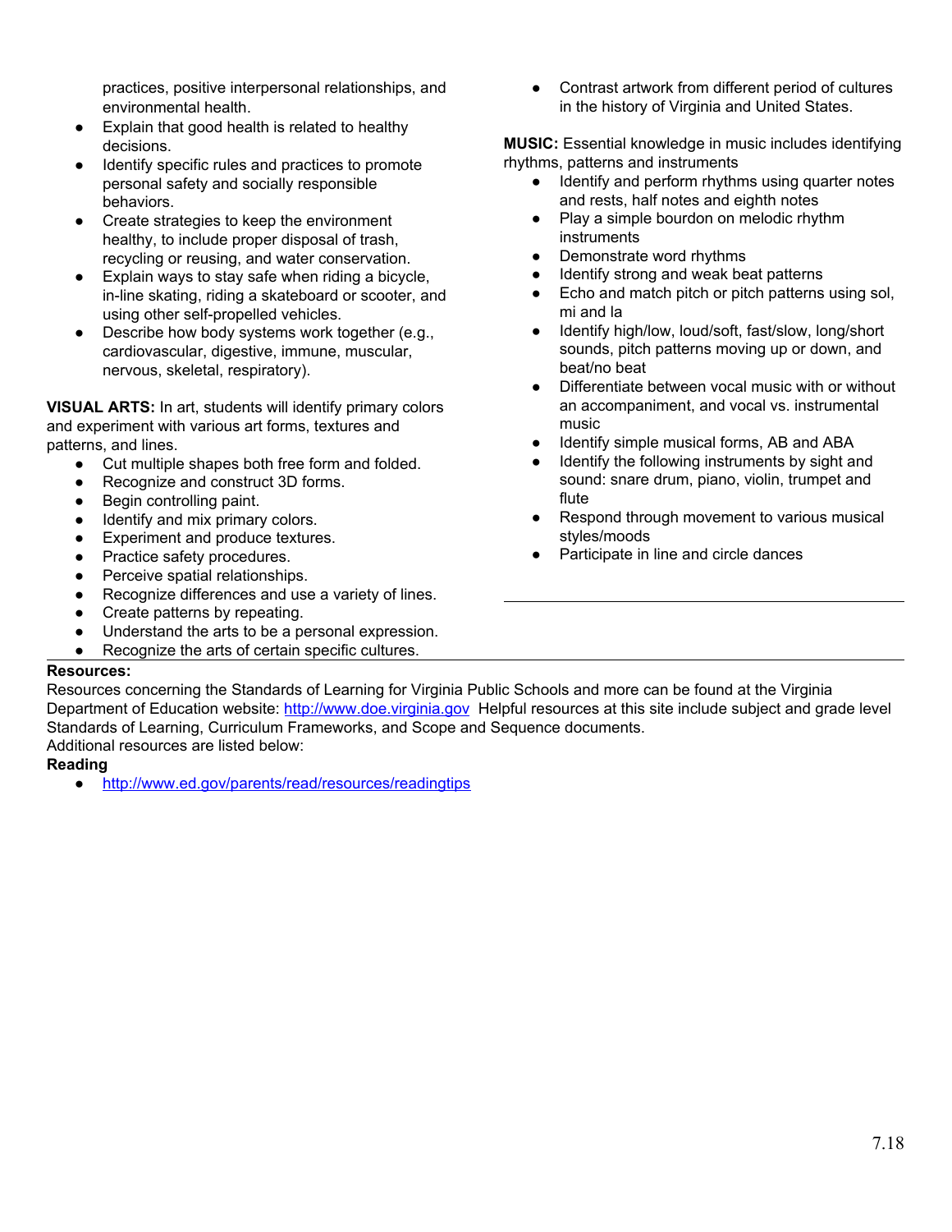practices, positive interpersonal relationships, and environmental health.

- Explain that good health is related to healthy decisions.
- Identify specific rules and practices to promote personal safety and socially responsible behaviors.
- Create strategies to keep the environment healthy, to include proper disposal of trash, recycling or reusing, and water conservation.
- Explain ways to stay safe when riding a bicycle, in-line skating, riding a skateboard or scooter, and using other self-propelled vehicles.
- Describe how body systems work together (e.g., cardiovascular, digestive, immune, muscular, nervous, skeletal, respiratory).

**VISUAL ARTS:** In art, students will identify primary colors and experiment with various art forms, textures and patterns, and lines.

- Cut multiple shapes both free form and folded.
- Recognize and construct 3D forms.
- Begin controlling paint.
- Identify and mix primary colors.
- Experiment and produce textures.
- Practice safety procedures.
- Perceive spatial relationships.
- Recognize differences and use a variety of lines.
- Create patterns by repeating.
- Understand the arts to be a personal expression.
- Recognize the arts of certain specific cultures.
- Contrast artwork from different period of cultures in the history of Virginia and United States.

**MUSIC:** Essential knowledge in music includes identifying rhythms, patterns and instruments

- Identify and perform rhythms using quarter notes and rests, half notes and eighth notes
- Play a simple bourdon on melodic rhythm instruments
- Demonstrate word rhythms
- Identify strong and weak beat patterns
- Echo and match pitch or pitch patterns using sol, mi and la
- Identify high/low, loud/soft, fast/slow, long/short sounds, pitch patterns moving up or down, and beat/no beat
- Differentiate between vocal music with or without an accompaniment, and vocal vs. instrumental music
- Identify simple musical forms, AB and ABA
- Identify the following instruments by sight and sound: snare drum, piano, violin, trumpet and flute
- Respond through movement to various musical styles/moods
- Participate in line and circle dances

**Resources:**

Resources concerning the Standards of Learning for Virginia Public Schools and more can be found at the Virginia Department of Education website: http://www.doe.virginia.gov Helpful resources at this site include subject and grade level Standards of Learning, Curriculum Frameworks, and Scope and Sequence documents.

Additional resources are listed below:

**Reading**

- http://www.ed.gov/parents/read/resources/readingtips